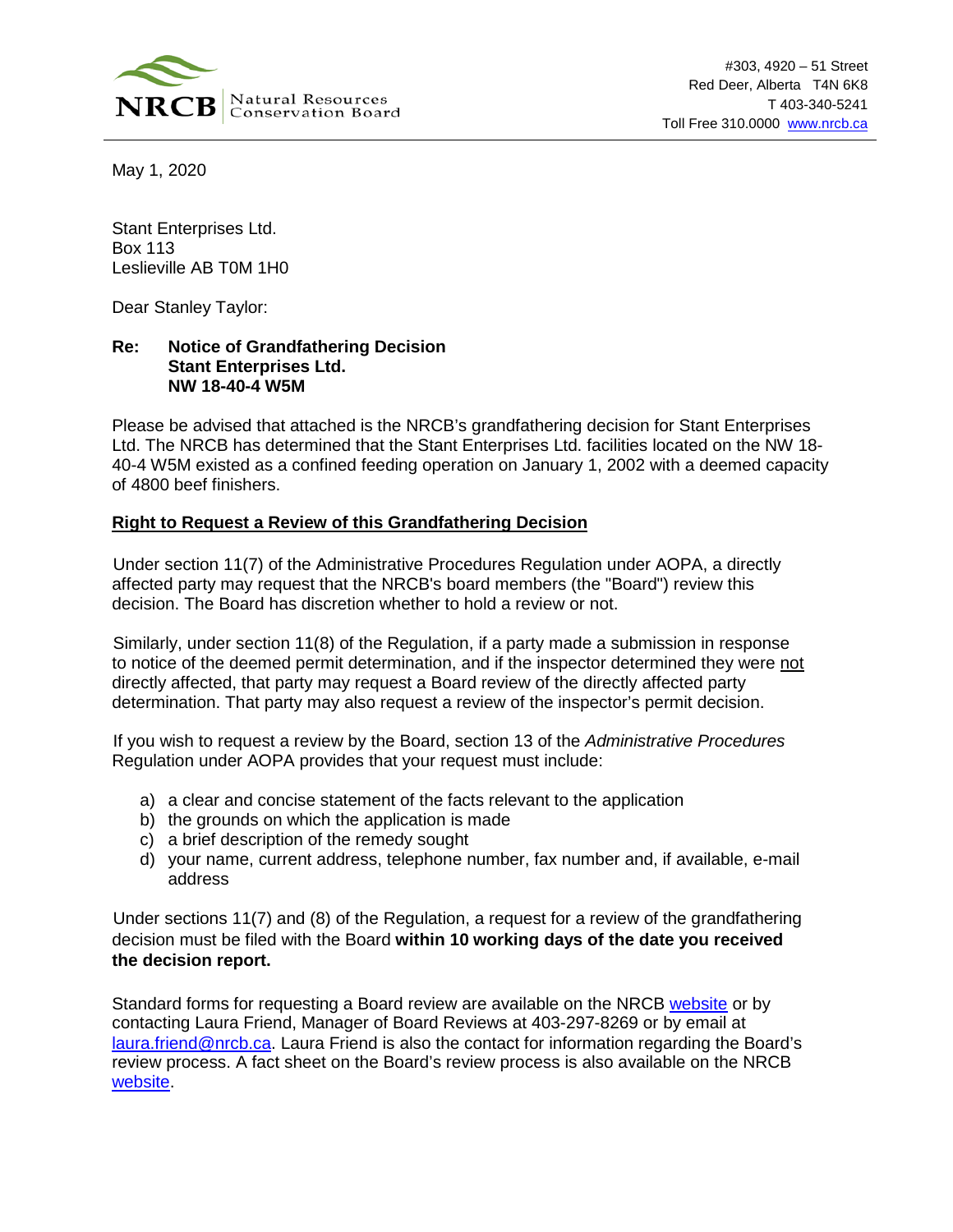NRCB | Natural Resources Conservation Board

#303, 4920 – 51 Street
Red Deer, Alberta T4N 6K8
T 403-340-5241
Toll Free 310.0000 www.nrcb.ca

May 1, 2020

Stant Enterprises Ltd.
Box 113
Leslieville AB T0M 1H0

Dear Stanley Taylor:

**Re: Notice of Grandfathering Decision**
**Stant Enterprises Ltd.**
**NW 18-40-4 W5M**

Please be advised that attached is the NRCB's grandfathering decision for Stant Enterprises Ltd. The NRCB has determined that the Stant Enterprises Ltd. facilities located on the NW 18-40-4 W5M existed as a confined feeding operation on January 1, 2002 with a deemed capacity of 4800 beef finishers.

**Right to Request a Review of this Grandfathering Decision**

Under section 11(7) of the Administrative Procedures Regulation under AOPA, a directly affected party may request that the NRCB's board members (the "Board") review this decision. The Board has discretion whether to hold a review or not.

Similarly, under section 11(8) of the Regulation, if a party made a submission in response to notice of the deemed permit determination, and if the inspector determined they were not directly affected, that party may request a Board review of the directly affected party determination. That party may also request a review of the inspector's permit decision.

If you wish to request a review by the Board, section 13 of the *Administrative Procedures* Regulation under AOPA provides that your request must include:

a) a clear and concise statement of the facts relevant to the application
b) the grounds on which the application is made
c) a brief description of the remedy sought
d) your name, current address, telephone number, fax number and, if available, e-mail address

Under sections 11(7) and (8) of the Regulation, a request for a review of the grandfathering decision must be filed with the Board **within 10 working days of the date you received the decision report.**

Standard forms for requesting a Board review are available on the NRCB website or by contacting Laura Friend, Manager of Board Reviews at 403-297-8269 or by email at laura.friend@nrcb.ca. Laura Friend is also the contact for information regarding the Board's review process. A fact sheet on the Board's review process is also available on the NRCB website.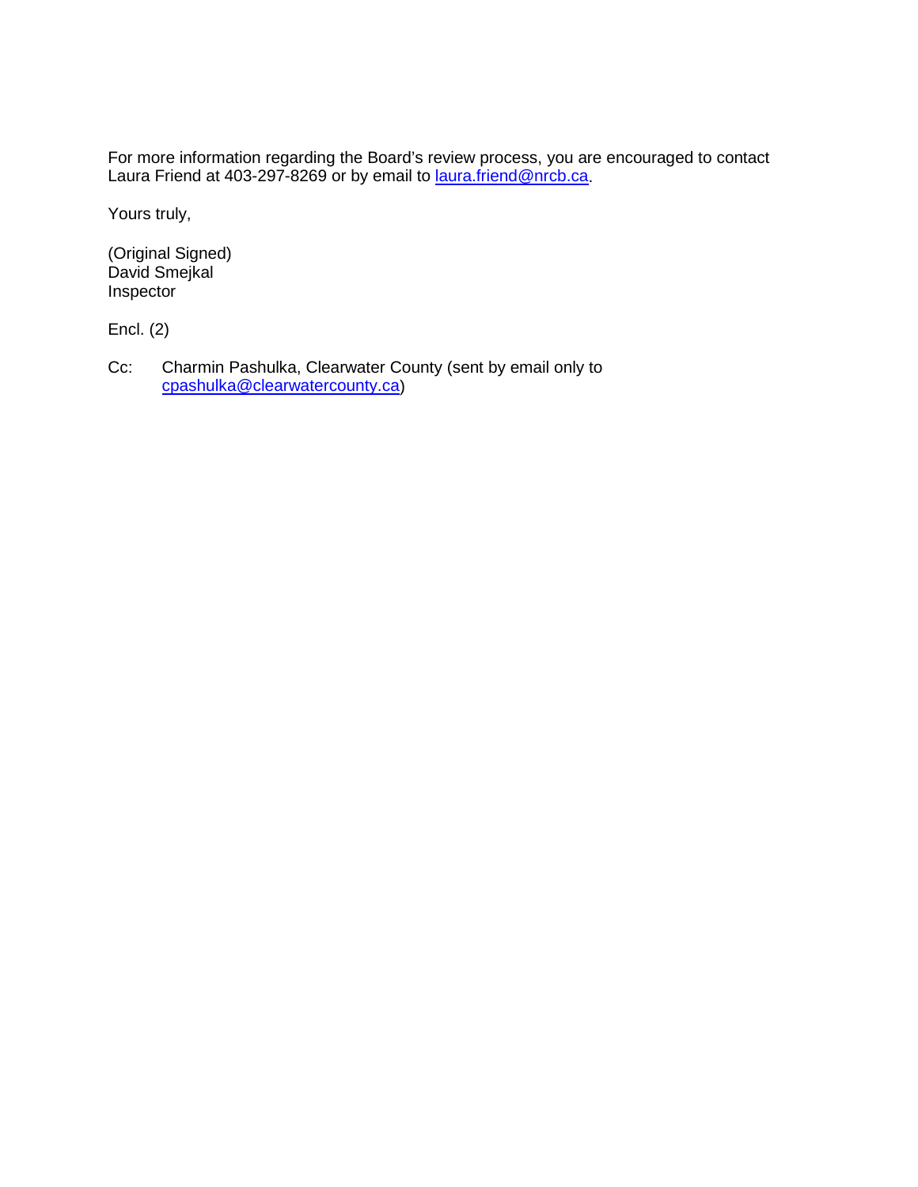For more information regarding the Board's review process, you are encouraged to contact Laura Friend at 403-297-8269 or by email to laura.friend@nrcb.ca.

Yours truly,

(Original Signed)
David Smejkal
Inspector

Encl. (2)

Cc: Charmin Pashulka, Clearwater County (sent by email only to cpashulka@clearwatercounty.ca)